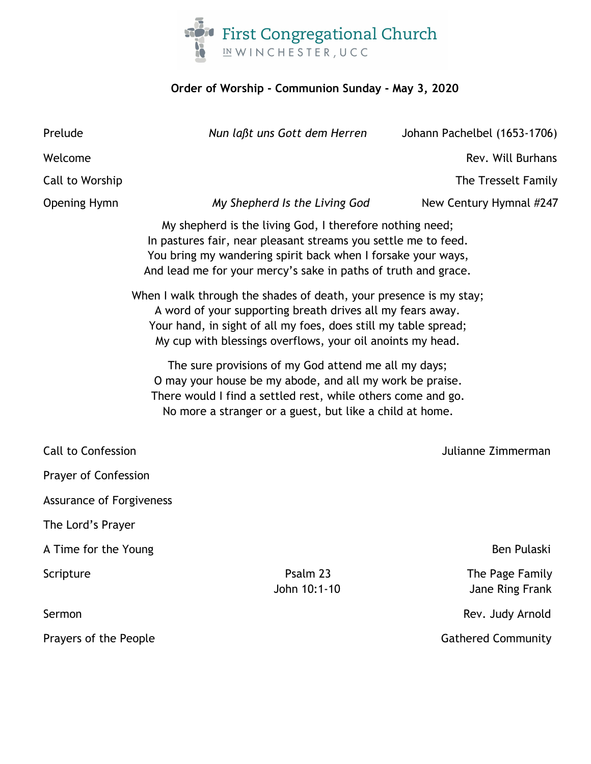# First Congregational Church

IN WINCHESTER, UCC

**Order of Worship - Communion Sunday - May 3, 2020**

| | | |
|---|---|---|
| Prelude | *Nun laßt uns Gott dem Herren* | Johann Pachelbel (1653-1706) |
| Welcome | | Rev. Will Burhans |
| Call to Worship | | The Tresselt Family |
| Opening Hymn | *My Shepherd Is the Living God* | New Century Hymnal #247 |

My shepherd is the living God, I therefore nothing need;
In pastures fair, near pleasant streams you settle me to feed.
You bring my wandering spirit back when I forsake your ways,
And lead me for your mercy's sake in paths of truth and grace.

When I walk through the shades of death, your presence is my stay;
A word of your supporting breath drives all my fears away.
Your hand, in sight of all my foes, does still my table spread;
My cup with blessings overflows, your oil anoints my head.

The sure provisions of my God attend me all my days;
O may your house be my abode, and all my work be praise.
There would I find a settled rest, while others come and go.
No more a stranger or a guest, but like a child at home.

| | | |
|---|---|---|
| Call to Confession | | Julianne Zimmerman |
| Prayer of Confession | | |
| Assurance of Forgiveness | | |
| The Lord's Prayer | | |
| A Time for the Young | | Ben Pulaski |
| Scripture | Psalm 23 | The Page Family |
| | John 10:1-10 | Jane Ring Frank |
| Sermon | | Rev. Judy Arnold |
| Prayers of the People | | Gathered Community |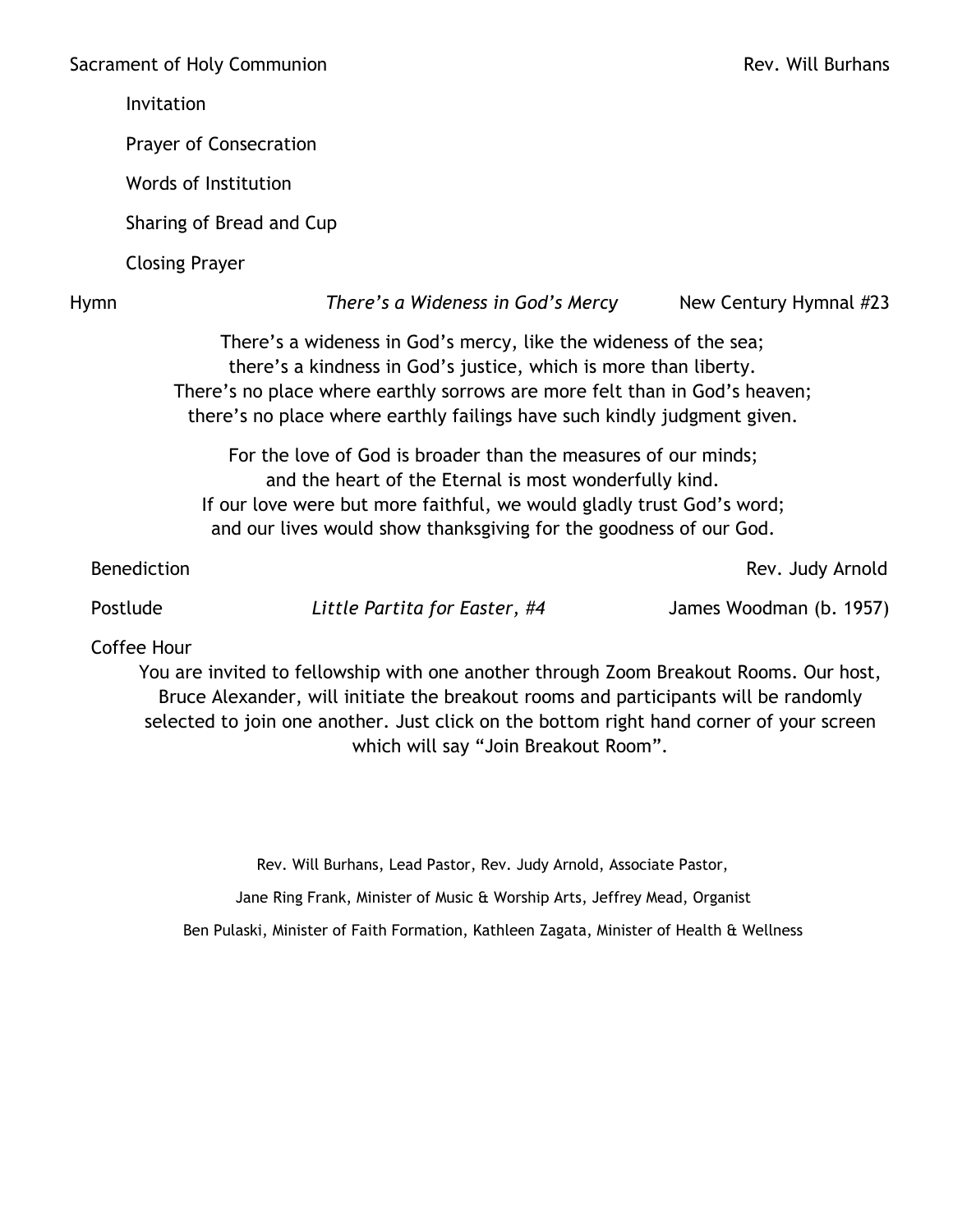Sacramento of Holy Communion — Rev. Will Burhans

Invitation

Prayer of Consecration

Words of Institution

Sharing of Bread and Cup

Closing Prayer

Hymn — *There's a Wideness in God's Mercy* — New Century Hymnal #23

There's a wideness in God's mercy, like the wideness of the sea;
there's a kindness in God's justice, which is more than liberty.
There's no place where earthly sorrows are more felt than in God's heaven;
there's no place where earthly failings have such kindly judgment given.

For the love of God is broader than the measures of our minds;
and the heart of the Eternal is most wonderfully kind.
If our love were but more faithful, we would gladly trust God's word;
and our lives would show thanksgiving for the goodness of our God.

Benediction — Rev. Judy Arnold

Postlude — *Little Partita for Easter, #4* — James Woodman (b. 1957)

Coffee Hour

You are invited to fellowship with one another through Zoom Breakout Rooms. Our host, Bruce Alexander, will initiate the breakout rooms and participants will be randomly selected to join one another. Just click on the bottom right hand corner of your screen which will say "Join Breakout Room".

Rev. Will Burhans, Lead Pastor, Rev. Judy Arnold, Associate Pastor,

Jane Ring Frank, Minister of Music & Worship Arts, Jeffrey Mead, Organist

Ben Pulaski, Minister of Faith Formation, Kathleen Zagata, Minister of Health & Wellness

Sacrament of Holy Communion — Rev. Will Burhans

Invitation

Prayer of Consecration

Words of Institution

Sharing of Bread and Cup

Closing Prayer

Hymn — *There's a Wideness in God's Mercy* — New Century Hymnal #23

There's a wideness in God's mercy, like the wideness of the sea;
there's a kindness in God's justice, which is more than liberty.
There's no place where earthly sorrows are more felt than in God's heaven;
there's no place where earthly failings have such kindly judgment given.

For the love of God is broader than the measures of our minds;
and the heart of the Eternal is most wonderfully kind.
If our love were but more faithful, we would gladly trust God's word;
and our lives would show thanksgiving for the goodness of our God.

Benediction — Rev. Judy Arnold

Postlude — *Little Partita for Easter, #4* — James Woodman (b. 1957)

Coffee Hour

You are invited to fellowship with one another through Zoom Breakout Rooms. Our host, Bruce Alexander, will initiate the breakout rooms and participants will be randomly selected to join one another. Just click on the bottom right hand corner of your screen which will say "Join Breakout Room".

Rev. Will Burhans, Lead Pastor, Rev. Judy Arnold, Associate Pastor,

Jane Ring Frank, Minister of Music & Worship Arts, Jeffrey Mead, Organist

Ben Pulaski, Minister of Faith Formation, Kathleen Zagata, Minister of Health & Wellness